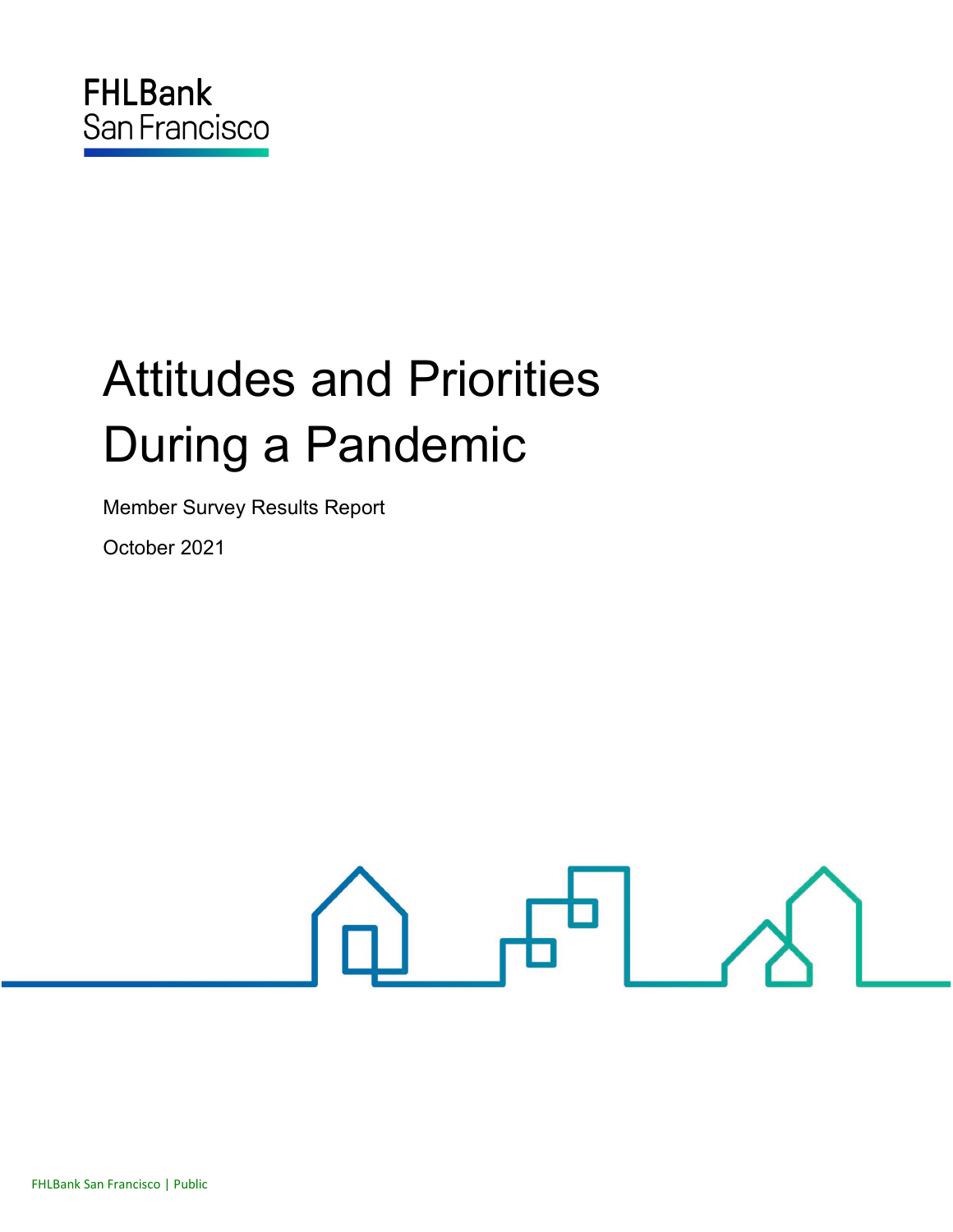FHLBank San Francisco

# Attitudes and Priorities During a Pandemic

Member Survey Results Report

October 2021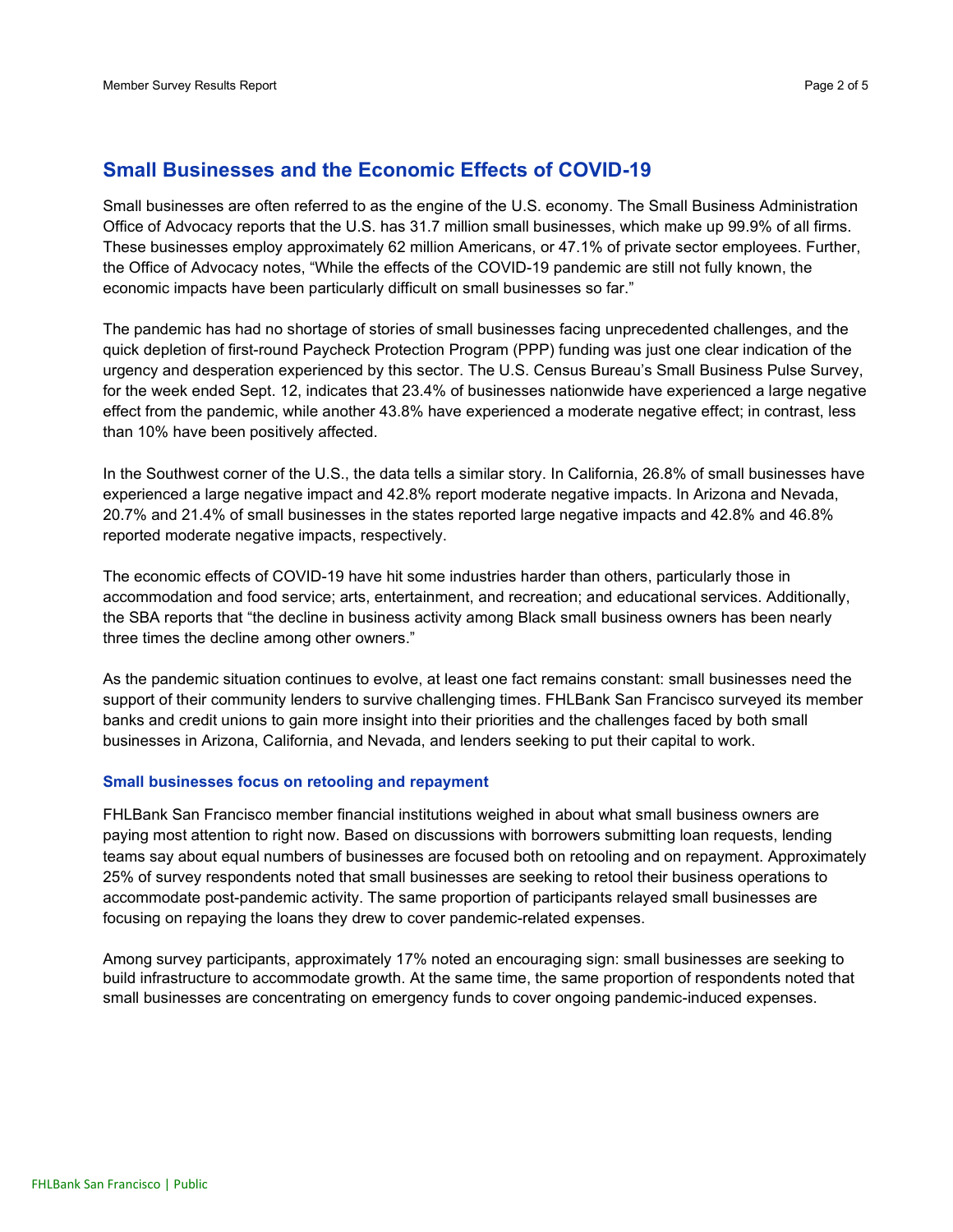## Small Businesses and the Economic Effects of COVID-19

Small businesses are often referred to as the engine of the U.S. economy. The Small Business Administration Office of Advocacy reports that the U.S. has 31.7 million small businesses, which make up 99.9% of all firms. These businesses employ approximately 62 million Americans, or 47.1% of private sector employees. Further, the Office of Advocacy notes, “While the effects of the COVID-19 pandemic are still not fully known, the economic impacts have been particularly difficult on small businesses so far.”

The pandemic has had no shortage of stories of small businesses facing unprecedented challenges, and the quick depletion of first-round Paycheck Protection Program (PPP) funding was just one clear indication of the urgency and desperation experienced by this sector. The U.S. Census Bureau’s Small Business Pulse Survey, for the week ended Sept. 12, indicates that 23.4% of businesses nationwide have experienced a large negative effect from the pandemic, while another 43.8% have experienced a moderate negative effect; in contrast, less than 10% have been positively affected.

In the Southwest corner of the U.S., the data tells a similar story. In California, 26.8% of small businesses have experienced a large negative impact and 42.8% report moderate negative impacts. In Arizona and Nevada, 20.7% and 21.4% of small businesses in the states reported large negative impacts and 42.8% and 46.8% reported moderate negative impacts, respectively.

The economic effects of COVID-19 have hit some industries harder than others, particularly those in accommodation and food service; arts, entertainment, and recreation; and educational services. Additionally, the SBA reports that “the decline in business activity among Black small business owners has been nearly three times the decline among other owners.”

As the pandemic situation continues to evolve, at least one fact remains constant: small businesses need the support of their community lenders to survive challenging times. FHLBank San Francisco surveyed its member banks and credit unions to gain more insight into their priorities and the challenges faced by both small businesses in Arizona, California, and Nevada, and lenders seeking to put their capital to work.

### Small businesses focus on retooling and repayment

FHLBank San Francisco member financial institutions weighed in about what small business owners are paying most attention to right now. Based on discussions with borrowers submitting loan requests, lending teams say about equal numbers of businesses are focused both on retooling and on repayment. Approximately 25% of survey respondents noted that small businesses are seeking to retool their business operations to accommodate post-pandemic activity. The same proportion of participants relayed small businesses are focusing on repaying the loans they drew to cover pandemic-related expenses.

Among survey participants, approximately 17% noted an encouraging sign: small businesses are seeking to build infrastructure to accommodate growth. At the same time, the same proportion of respondents noted that small businesses are concentrating on emergency funds to cover ongoing pandemic-induced expenses.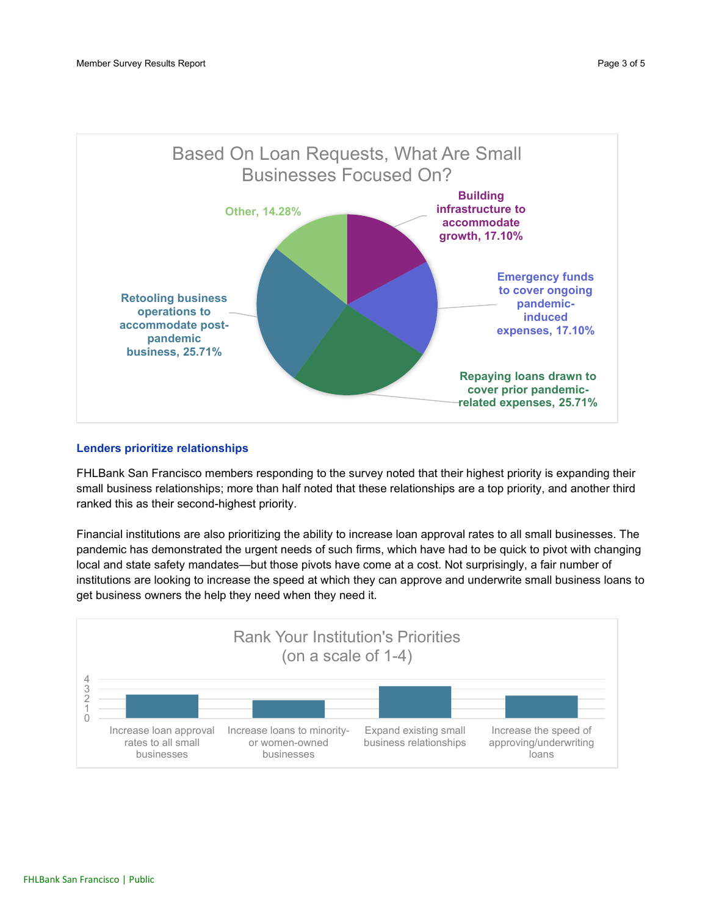**Based On Loan Requests, What Are Small Businesses Focused On?**

- Other, 14.28%
- Building infrastructure to accommodate growth, 17.10%
- Emergency funds to cover ongoing pandemic-induced expenses, 17.10%
- Repaying loans drawn to cover prior pandemic-related expenses, 25.71%
- Retooling business operations to accommodate post-pandemic business, 25.71%

### Lenders prioritize relationships

FHLBank San Francisco members responding to the survey noted that their highest priority is expanding their small business relationships; more than half noted that these relationships are a top priority, and another third ranked this as their second-highest priority.

Financial institutions are also prioritizing the ability to increase loan approval rates to all small businesses. The pandemic has demonstrated the urgent needs of such firms, which have had to be quick to pivot with changing local and state safety mandates—but those pivots have come at a cost. Not surprisingly, a fair number of institutions are looking to increase the speed at which they can approve and underwrite small business loans to get business owners the help they need when they need it.

**Rank Your Institution's Priorities (on a scale of 1-4)**

- Increase loan approval rates to all small businesses
- Increase loans to minority- or women-owned businesses
- Expand existing small business relationships
- Increase the speed of approving/underwriting loans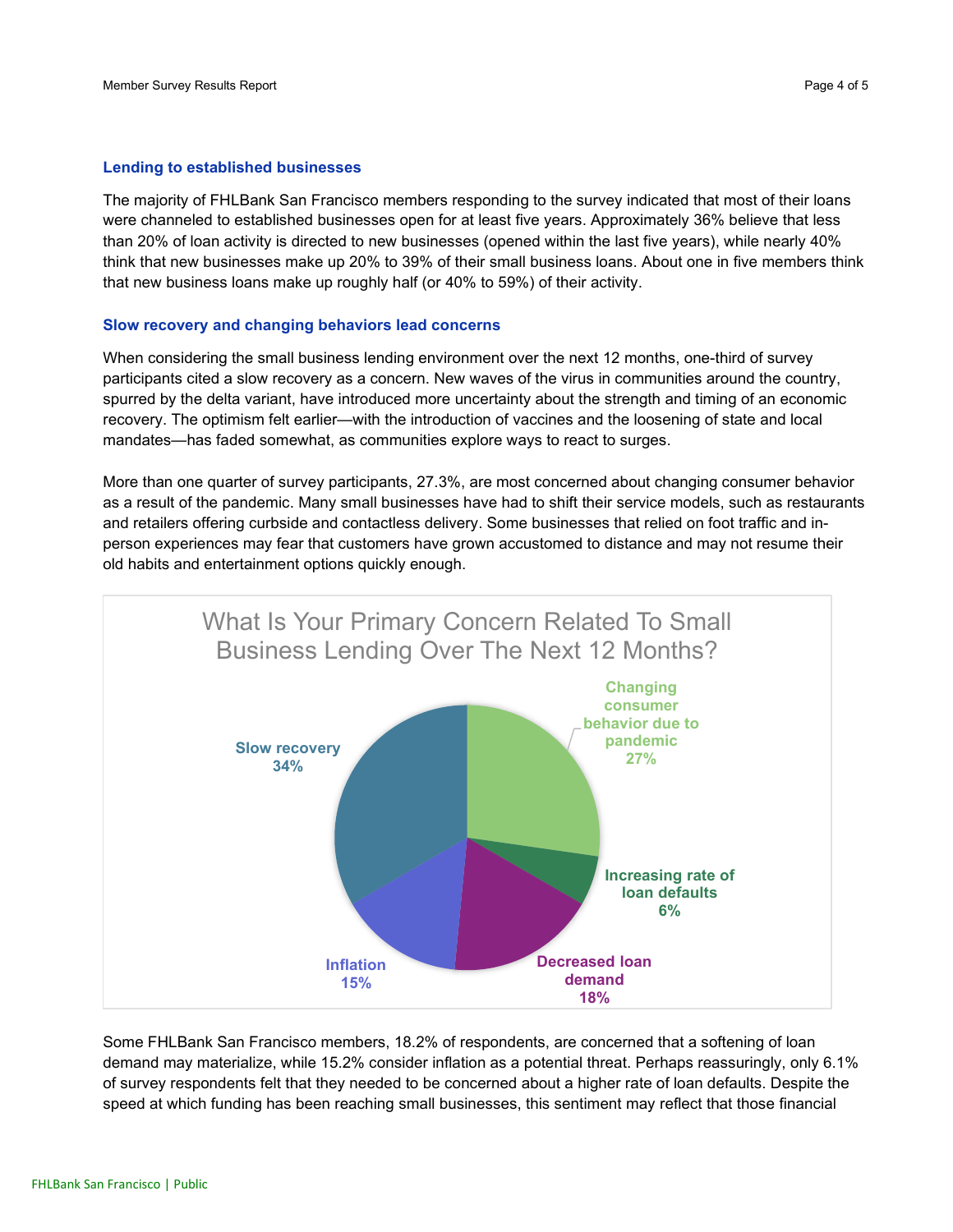### Lending to established businesses

The majority of FHLBank San Francisco members responding to the survey indicated that most of their loans were channeled to established businesses open for at least five years. Approximately 36% believe that less than 20% of loan activity is directed to new businesses (opened within the last five years), while nearly 40% think that new businesses make up 20% to 39% of their small business loans. About one in five members think that new business loans make up roughly half (or 40% to 59%) of their activity.

### Slow recovery and changing behaviors lead concerns

When considering the small business lending environment over the next 12 months, one-third of survey participants cited a slow recovery as a concern. New waves of the virus in communities around the country, spurred by the delta variant, have introduced more uncertainty about the strength and timing of an economic recovery. The optimism felt earlier—with the introduction of vaccines and the loosening of state and local mandates—has faded somewhat, as communities explore ways to react to surges.

More than one quarter of survey participants, 27.3%, are most concerned about changing consumer behavior as a result of the pandemic. Many small businesses have had to shift their service models, such as restaurants and retailers offering curbside and contactless delivery. Some businesses that relied on foot traffic and in-person experiences may fear that customers have grown accustomed to distance and may not resume their old habits and entertainment options quickly enough.

**What Is Your Primary Concern Related To Small Business Lending Over The Next 12 Months?**

| Concern | Share |
|---|---|
| Slow recovery | 34% |
| Changing consumer behavior due to pandemic | 27% |
| Increasing rate of loan defaults | 6% |
| Decreased loan demand | 18% |
| Inflation | 15% |

Some FHLBank San Francisco members, 18.2% of respondents, are concerned that a softening of loan demand may materialize, while 15.2% consider inflation as a potential threat. Perhaps reassuringly, only 6.1% of survey respondents felt that they needed to be concerned about a higher rate of loan defaults. Despite the speed at which funding has been reaching small businesses, this sentiment may reflect that those financial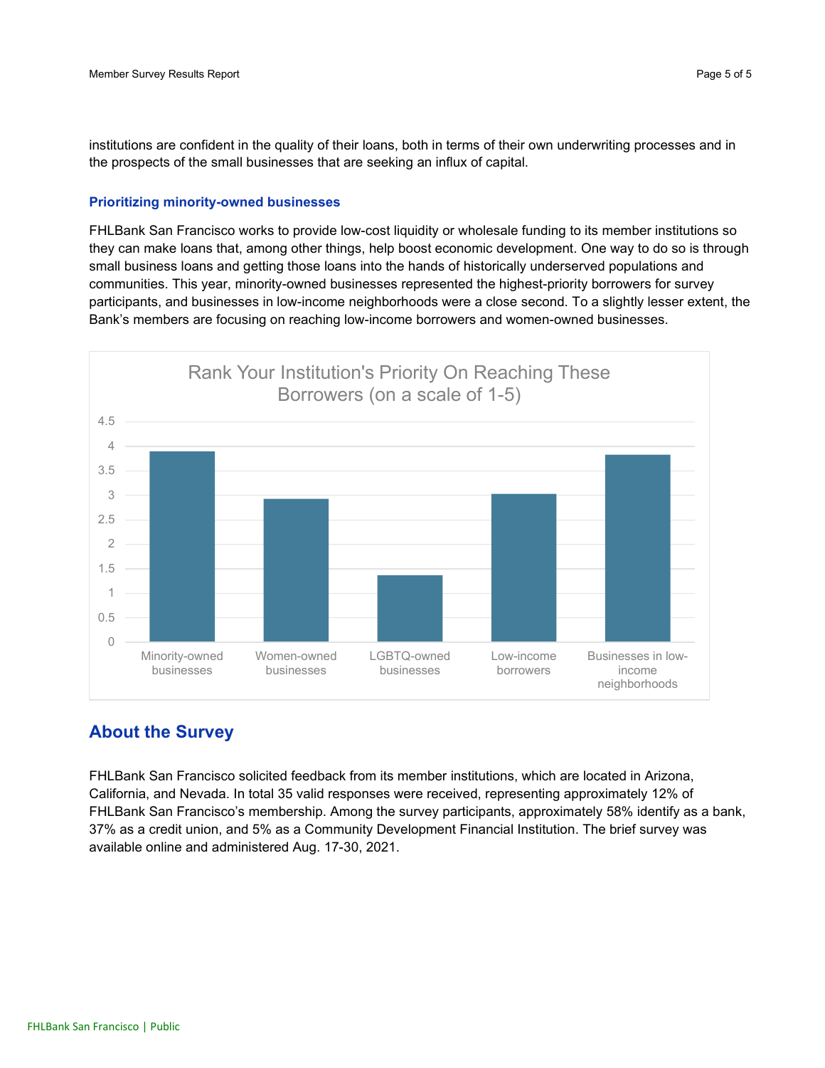institutions are confident in the quality of their loans, both in terms of their own underwriting processes and in the prospects of the small businesses that are seeking an influx of capital.

### Prioritizing minority-owned businesses

FHLBank San Francisco works to provide low-cost liquidity or wholesale funding to its member institutions so they can make loans that, among other things, help boost economic development. One way to do so is through small business loans and getting those loans into the hands of historically underserved populations and communities. This year, minority-owned businesses represented the highest-priority borrowers for survey participants, and businesses in low-income neighborhoods were a close second. To a slightly lesser extent, the Bank's members are focusing on reaching low-income borrowers and women-owned businesses.

Rank Your Institution's Priority On Reaching These Borrowers (on a scale of 1-5)

4.5
4
3.5
3
2.5
2
1.5
1
0.5
0

Minority-owned businesses
Women-owned businesses
LGBTQ-owned businesses
Low-income borrowers
Businesses in low-income neighborhoods

## About the Survey

FHLBank San Francisco solicited feedback from its member institutions, which are located in Arizona, California, and Nevada. In total 35 valid responses were received, representing approximately 12% of FHLBank San Francisco's membership. Among the survey participants, approximately 58% identify as a bank, 37% as a credit union, and 5% as a Community Development Financial Institution. The brief survey was available online and administered Aug. 17-30, 2021.